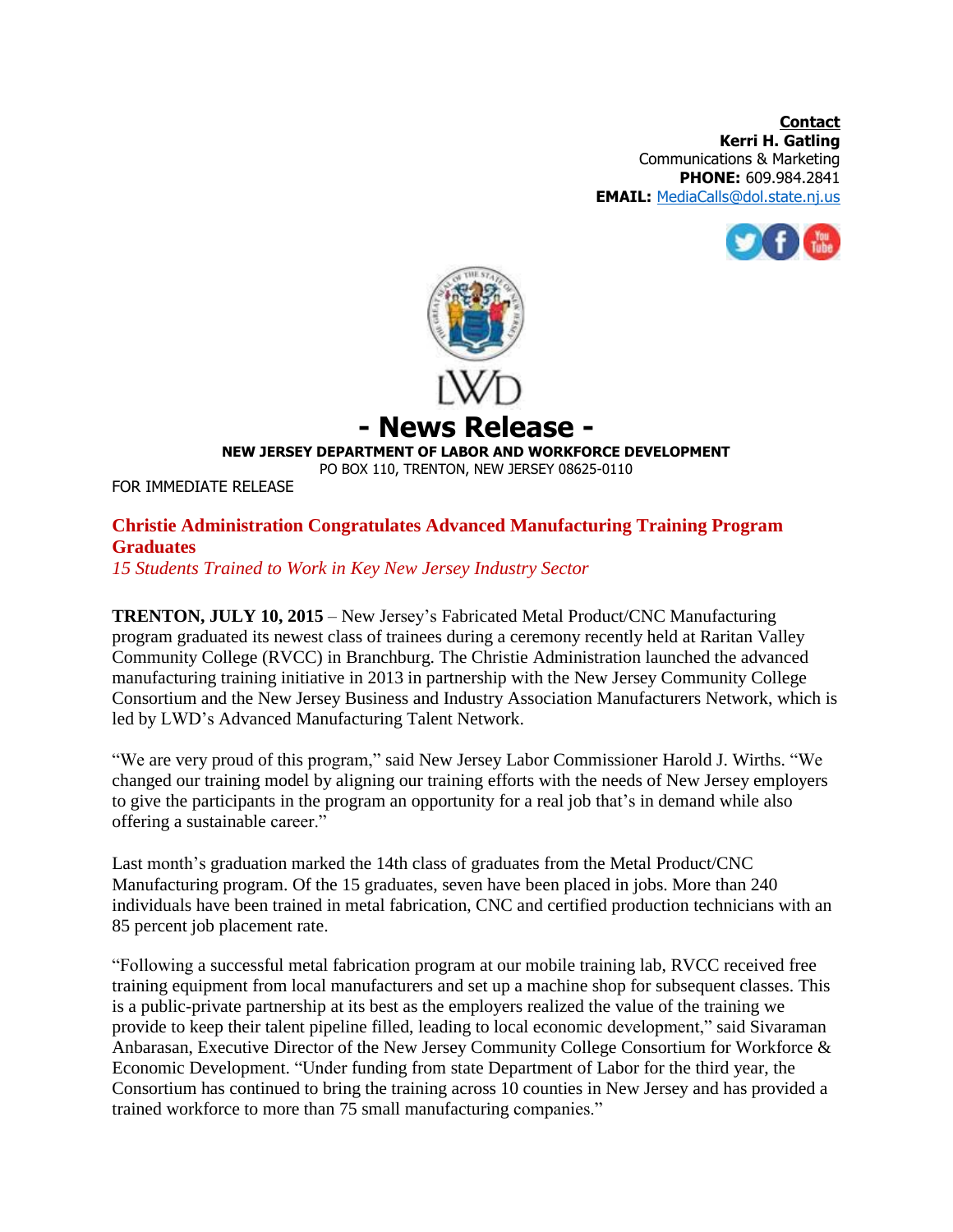**Contact**
**Kerri H. Gatling**
Communications & Marketing
**PHONE:** 609.984.2841
**EMAIL:** MediaCalls@dol.state.nj.us

LWD

# - News Release -

**NEW JERSEY DEPARTMENT OF LABOR AND WORKFORCE DEVELOPMENT**
PO BOX 110, TRENTON, NEW JERSEY 08625-0110

FOR IMMEDIATE RELEASE

## Christie Administration Congratulates Advanced Manufacturing Training Program Graduates

*15 Students Trained to Work in Key New Jersey Industry Sector*

**TRENTON, JULY 10, 2015** – New Jersey's Fabricated Metal Product/CNC Manufacturing program graduated its newest class of trainees during a ceremony recently held at Raritan Valley Community College (RVCC) in Branchburg. The Christie Administration launched the advanced manufacturing training initiative in 2013 in partnership with the New Jersey Community College Consortium and the New Jersey Business and Industry Association Manufacturers Network, which is led by LWD's Advanced Manufacturing Talent Network.

"We are very proud of this program," said New Jersey Labor Commissioner Harold J. Wirths. "We changed our training model by aligning our training efforts with the needs of New Jersey employers to give the participants in the program an opportunity for a real job that's in demand while also offering a sustainable career."

Last month's graduation marked the 14th class of graduates from the Metal Product/CNC Manufacturing program. Of the 15 graduates, seven have been placed in jobs. More than 240 individuals have been trained in metal fabrication, CNC and certified production technicians with an 85 percent job placement rate.

"Following a successful metal fabrication program at our mobile training lab, RVCC received free training equipment from local manufacturers and set up a machine shop for subsequent classes. This is a public-private partnership at its best as the employers realized the value of the training we provide to keep their talent pipeline filled, leading to local economic development," said Sivaraman Anbarasan, Executive Director of the New Jersey Community College Consortium for Workforce & Economic Development. "Under funding from state Department of Labor for the third year, the Consortium has continued to bring the training across 10 counties in New Jersey and has provided a trained workforce to more than 75 small manufacturing companies."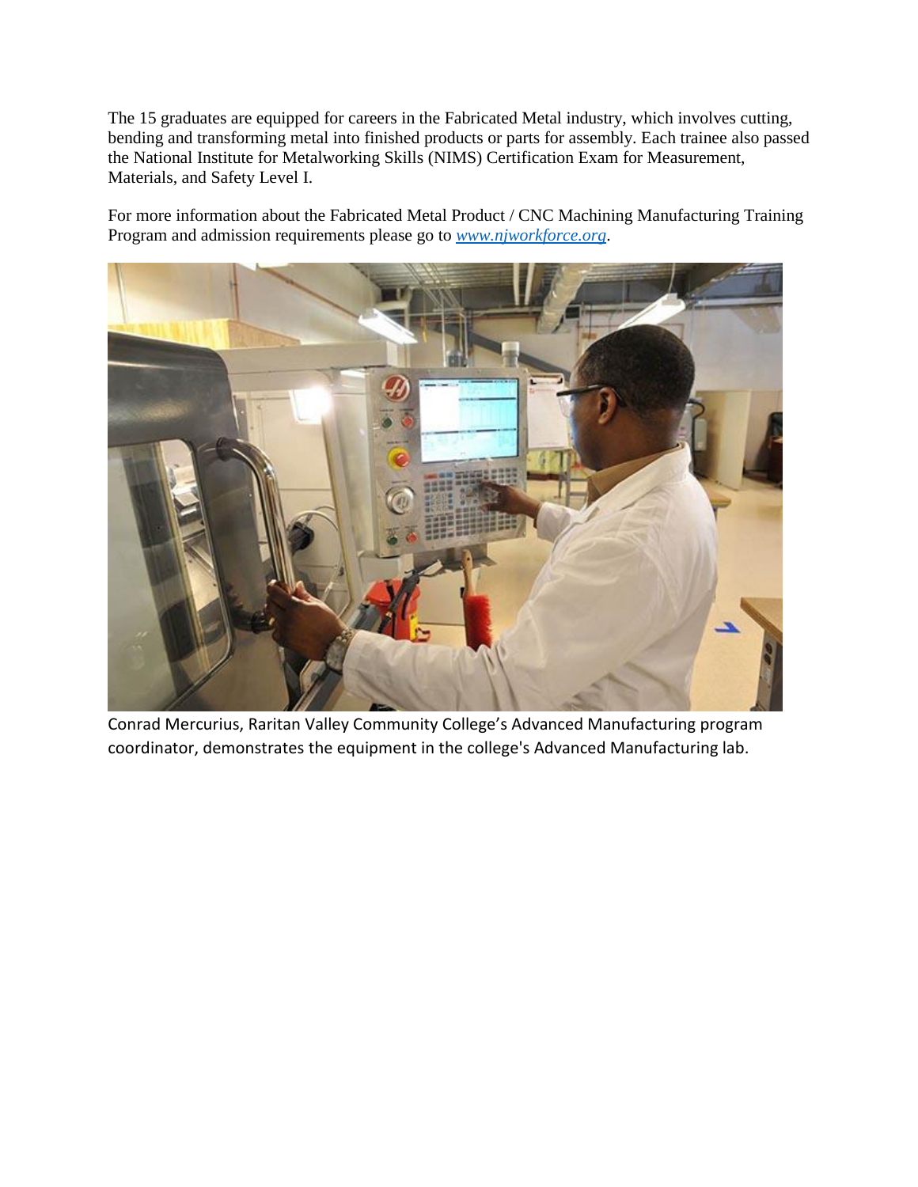The 15 graduates are equipped for careers in the Fabricated Metal industry, which involves cutting, bending and transforming metal into finished products or parts for assembly. Each trainee also passed the National Institute for Metalworking Skills (NIMS) Certification Exam for Measurement, Materials, and Safety Level I.

For more information about the Fabricated Metal Product / CNC Machining Manufacturing Training Program and admission requirements please go to [*www.njworkforce.org*](http://www.njworkforce.org).

Conrad Mercurius, Raritan Valley Community College's Advanced Manufacturing program coordinator, demonstrates the equipment in the college's Advanced Manufacturing lab.